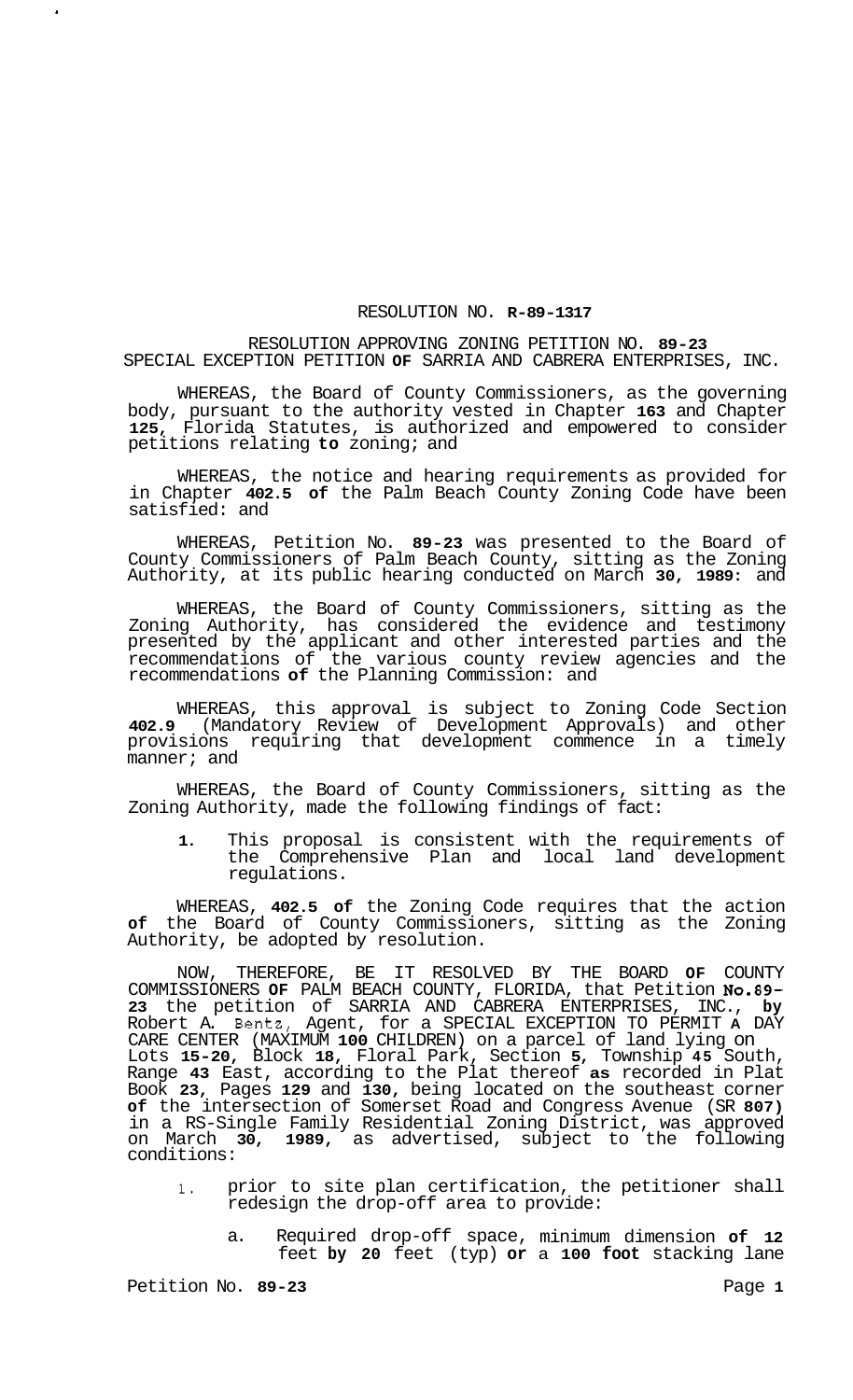RESOLUTION NO. R-89-1317

RESOLUTION APPROVING ZONING PETITION NO. 89-23
SPECIAL EXCEPTION PETITION OF SARRIA AND CABRERA ENTERPRISES, INC.

WHEREAS, the Board of County Commissioners, as the governing body, pursuant to the authority vested in Chapter 163 and Chapter 125, Florida Statutes, is authorized and empowered to consider petitions relating to zoning; and

WHEREAS, the notice and hearing requirements as provided for in Chapter 402.5 of the Palm Beach County Zoning Code have been satisfied: and

WHEREAS, Petition No. 89-23 was presented to the Board of County Commissioners of Palm Beach County, sitting as the Zoning Authority, at its public hearing conducted on March 30, 1989: and

WHEREAS, the Board of County Commissioners, sitting as the Zoning Authority, has considered the evidence and testimony presented by the applicant and other interested parties and the recommendations of the various county review agencies and the recommendations of the Planning Commission: and

WHEREAS, this approval is subject to Zoning Code Section 402.9 (Mandatory Review of Development Approvals) and other provisions requiring that development commence in a timely manner; and

WHEREAS, the Board of County Commissioners, sitting as the Zoning Authority, made the following findings of fact:

1. This proposal is consistent with the requirements of the Comprehensive Plan and local land development regulations.

WHEREAS, 402.5 of the Zoning Code requires that the action of the Board of County Commissioners, sitting as the Zoning Authority, be adopted by resolution.

NOW, THEREFORE, BE IT RESOLVED BY THE BOARD OF COUNTY COMMISSIONERS OF PALM BEACH COUNTY, FLORIDA, that Petition No.89-23 the petition of SARRIA AND CABRERA ENTERPRISES, INC., by Robert A. Bentz, Agent, for a SPECIAL EXCEPTION TO PERMIT A DAY CARE CENTER (MAXIMUM 100 CHILDREN) on a parcel of land lying on Lots 15-20, Block 18, Floral Park, Section 5, Township 45 South, Range 43 East, according to the Plat thereof as recorded in Plat Book 23, Pages 129 and 130, being located on the southeast corner of the intersection of Somerset Road and Congress Avenue (SR 807) in a RS-Single Family Residential Zoning District, was approved on March 30, 1989, as advertised, subject to the following conditions:

1. prior to site plan certification, the petitioner shall redesign the drop-off area to provide:

   a. Required drop-off space, minimum dimension of 12 feet by 20 feet (typ) or a 100 foot stacking lane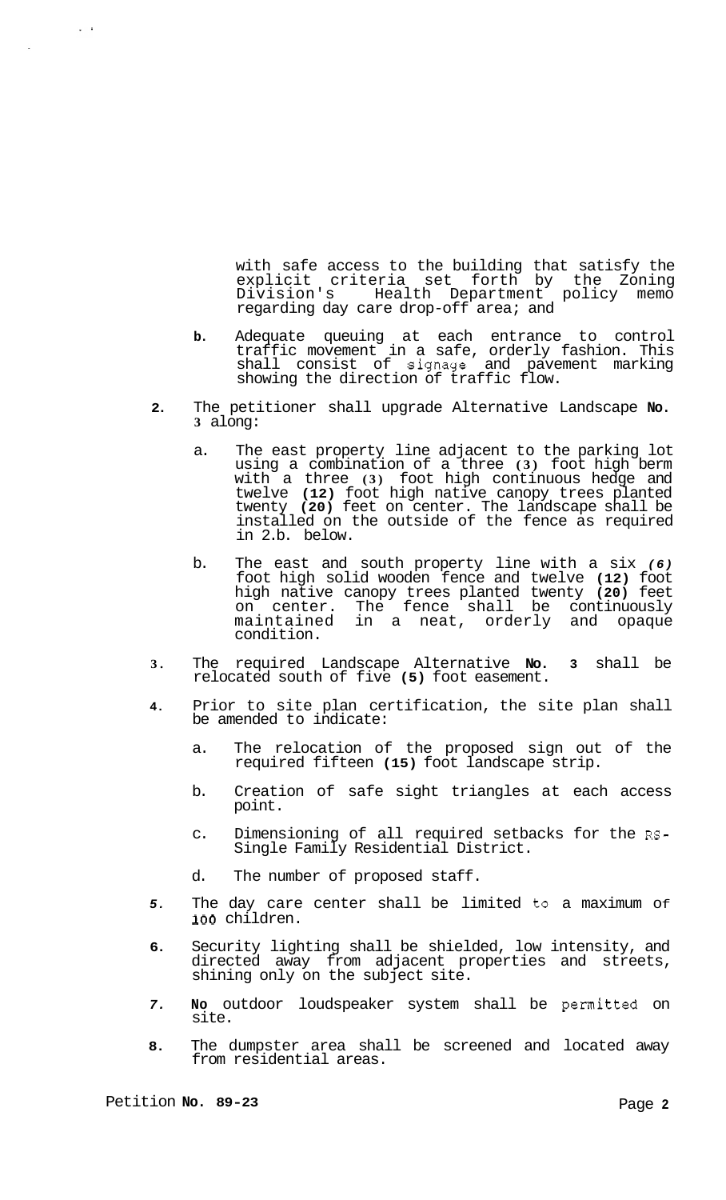with safe access to the building that satisfy the explicit criteria set forth by the Zoning Division's Health Department policy memo regarding day care drop-off area; and

   b. Adequate queuing at each entrance to control traffic movement in a safe, orderly fashion. This shall consist of signage and pavement marking showing the direction of traffic flow.

2. The petitioner shall upgrade Alternative Landscape No. 3 along:

   a. The east property line adjacent to the parking lot using a combination of a three (3) foot high berm with a three (3) foot high continuous hedge and twelve (12) foot high native canopy trees planted twenty (20) feet on center. The landscape shall be installed on the outside of the fence as required in 2.b. below.

   b. The east and south property line with a six (6) foot high solid wooden fence and twelve (12) foot high native canopy trees planted twenty (20) feet on center. The fence shall be continuously maintained in a neat, orderly and opaque condition.

3. The required Landscape Alternative No. 3 shall be relocated south of five (5) foot easement.

4. Prior to site plan certification, the site plan shall be amended to indicate:

   a. The relocation of the proposed sign out of the required fifteen (15) foot landscape strip.

   b. Creation of safe sight triangles at each access point.

   c. Dimensioning of all required setbacks for the RS-Single Family Residential District.

   d. The number of proposed staff.

5. The day care center shall be limited to a maximum of 100 children.

6. Security lighting shall be shielded, low intensity, and directed away from adjacent properties and streets, shining only on the subject site.

7. No outdoor loudspeaker system shall be permitted on site.

8. The dumpster area shall be screened and located away from residential areas.

Petition No. 89-23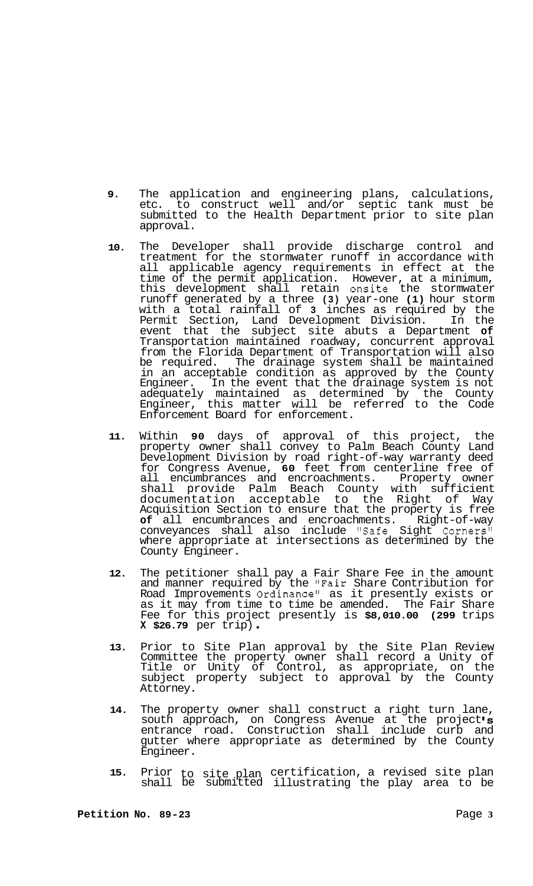9. The application and engineering plans, calculations, etc. to construct well and/or septic tank must be submitted to the Health Department prior to site plan approval.

10. The Developer shall provide discharge control and treatment for the stormwater runoff in accordance with all applicable agency requirements in effect at the time of the permit application. However, at a minimum, this development shall retain onsite the stormwater runoff generated by a three (3) year-one (1) hour storm with a total rainfall of 3 inches as required by the Permit Section, Land Development Division. In the event that the subject site abuts a Department of Transportation maintained roadway, concurrent approval from the Florida Department of Transportation will also be required. The drainage system shall be maintained in an acceptable condition as approved by the County Engineer. In the event that the drainage system is not adequately maintained as determined by the County Engineer, this matter will be referred to the Code Enforcement Board for enforcement.

11. Within 90 days of approval of this project, the property owner shall convey to Palm Beach County Land Development Division by road right-of-way warranty deed for Congress Avenue, 60 feet from centerline free of all encumbrances and encroachments. Property owner shall provide Palm Beach County with sufficient documentation acceptable to the Right of Way Acquisition Section to ensure that the property is free of all encumbrances and encroachments. Right-of-way conveyances shall also include "Safe Sight Corners" where appropriate at intersections as determined by the County Engineer.

12. The petitioner shall pay a Fair Share Fee in the amount and manner required by the "Fair Share Contribution for Road Improvements Ordinance" as it presently exists or as it may from time to time be amended. The Fair Share Fee for this project presently is **$8,010.00 (299** trips **X $26.79** per trip).

13. Prior to Site Plan approval by the Site Plan Review Committee the property owner shall record a Unity of Title or Unity of Control, as appropriate, on the subject property subject to approval by the County Attorney.

14. The property owner shall construct a right turn lane, south approach, on Congress Avenue at the project's entrance road. Construction shall include curb and gutter where appropriate as determined by the County Engineer.

15. Prior to site plan certification, a revised site plan shall be submitted illustrating the play area to be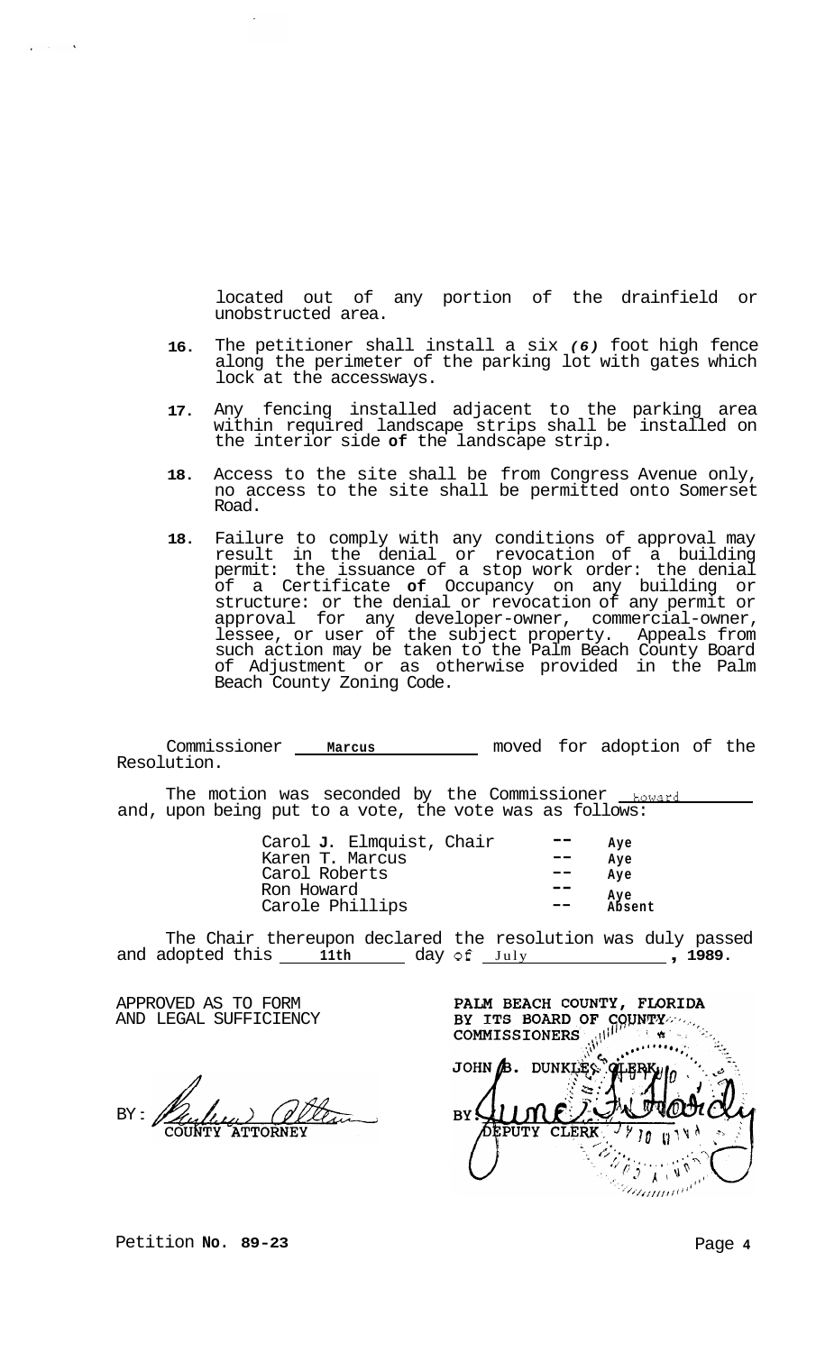located out of any portion of the drainfield or unobstructed area.

16. The petitioner shall install a six *(6)* foot high fence along the perimeter of the parking lot with gates which lock at the accessways.

17. Any fencing installed adjacent to the parking area within required landscape strips shall be installed on the interior side of the landscape strip.

18. Access to the site shall be from Congress Avenue only, no access to the site shall be permitted onto Somerset Road.

18. Failure to comply with any conditions of approval may result in the denial or revocation of a building permit: the issuance of a stop work order: the denial of a Certificate of Occupancy on any building or structure: or the denial or revocation of any permit or approval for any developer-owner, commercial-owner, lessee, or user of the subject property. Appeals from such action may be taken to the Palm Beach County Board of Adjustment or as otherwise provided in the Palm Beach County Zoning Code.

Commissioner **Marcus** moved for adoption of the Resolution.

The motion was seconded by the Commissioner Howard and, upon being put to a vote, the vote was as follows:

| | | |
|---|---|---|
| Carol J. Elmquist, Chair | -- | Aye |
| Karen T. Marcus | -- | Aye |
| Carol Roberts | -- | Aye |
| Ron Howard | -- | Aye |
| Carole Phillips | -- | Absent |

The Chair thereupon declared the resolution was duly passed and adopted this **11th** day of July, **1989**.

APPROVED AS TO FORM AND LEGAL SUFFICIENCY

BY: COUNTY ATTORNEY

PALM BEACH COUNTY, FLORIDA BY ITS BOARD OF COUNTY COMMISSIONERS

JOHN B. DUNKLE, CLERK

BY: DEPUTY CLERK

Petition No. 89-23